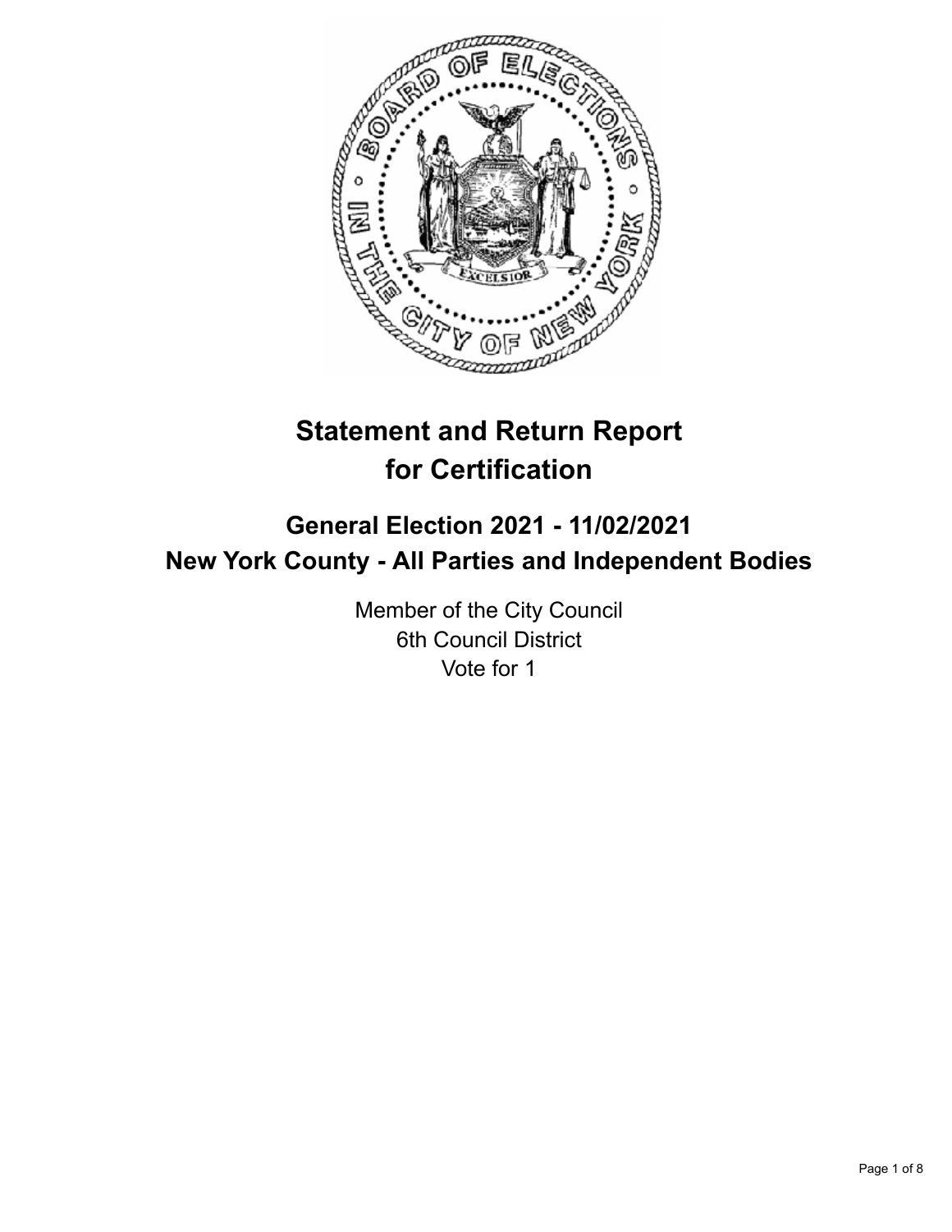# Statement and Return Report for Certification

## General Election 2021 - 11/02/2021
## New York County - All Parties and Independent Bodies

Member of the City Council
6th Council District
Vote for 1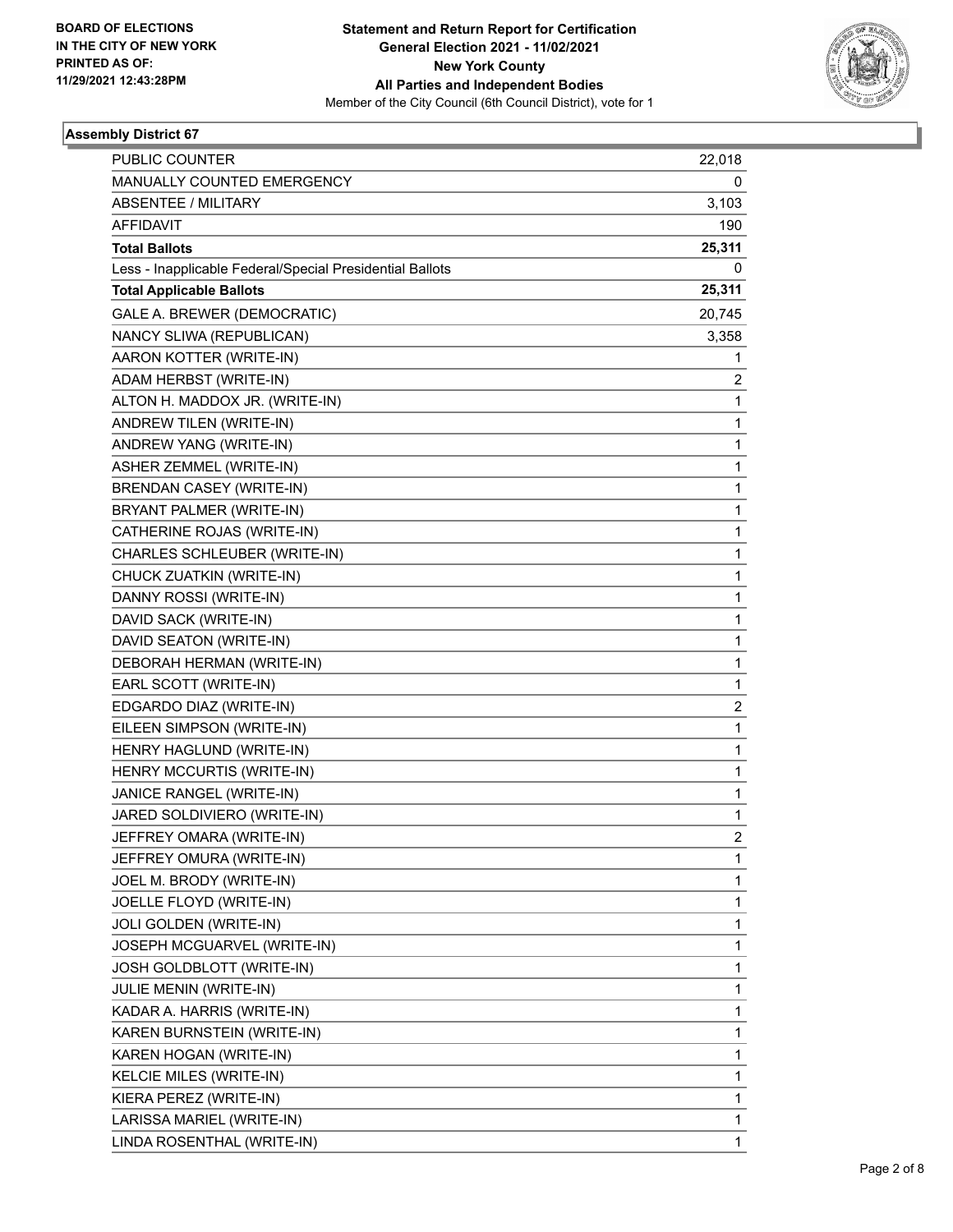**BOARD OF ELECTIONS IN THE CITY OF NEW YORK PRINTED AS OF: 11/29/2021 12:43:28PM**

**Statement and Return Report for Certification General Election 2021 - 11/02/2021 New York County All Parties and Independent Bodies**

Member of the City Council (6th Council District), vote for 1

### Assembly District 67

| | |
|---|---|
| PUBLIC COUNTER | 22,018 |
| MANUALLY COUNTED EMERGENCY | 0 |
| ABSENTEE / MILITARY | 3,103 |
| AFFIDAVIT | 190 |
| **Total Ballots** | **25,311** |
| Less - Inapplicable Federal/Special Presidential Ballots | 0 |
| **Total Applicable Ballots** | **25,311** |
| GALE A. BREWER (DEMOCRATIC) | 20,745 |
| NANCY SLIWA (REPUBLICAN) | 3,358 |
| AARON KOTTER (WRITE-IN) | 1 |
| ADAM HERBST (WRITE-IN) | 2 |
| ALTON H. MADDOX JR. (WRITE-IN) | 1 |
| ANDREW TILEN (WRITE-IN) | 1 |
| ANDREW YANG (WRITE-IN) | 1 |
| ASHER ZEMMEL (WRITE-IN) | 1 |
| BRENDAN CASEY (WRITE-IN) | 1 |
| BRYANT PALMER (WRITE-IN) | 1 |
| CATHERINE ROJAS (WRITE-IN) | 1 |
| CHARLES SCHLEUBER (WRITE-IN) | 1 |
| CHUCK ZUATKIN (WRITE-IN) | 1 |
| DANNY ROSSI (WRITE-IN) | 1 |
| DAVID SACK (WRITE-IN) | 1 |
| DAVID SEATON (WRITE-IN) | 1 |
| DEBORAH HERMAN (WRITE-IN) | 1 |
| EARL SCOTT (WRITE-IN) | 1 |
| EDGARDO DIAZ (WRITE-IN) | 2 |
| EILEEN SIMPSON (WRITE-IN) | 1 |
| HENRY HAGLUND (WRITE-IN) | 1 |
| HENRY MCCURTIS (WRITE-IN) | 1 |
| JANICE RANGEL (WRITE-IN) | 1 |
| JARED SOLDIVIERO (WRITE-IN) | 1 |
| JEFFREY OMARA (WRITE-IN) | 2 |
| JEFFREY OMURA (WRITE-IN) | 1 |
| JOEL M. BRODY (WRITE-IN) | 1 |
| JOELLE FLOYD (WRITE-IN) | 1 |
| JOLI GOLDEN (WRITE-IN) | 1 |
| JOSEPH MCGUARVEL (WRITE-IN) | 1 |
| JOSH GOLDBLOTT (WRITE-IN) | 1 |
| JULIE MENIN (WRITE-IN) | 1 |
| KADAR A. HARRIS (WRITE-IN) | 1 |
| KAREN BURNSTEIN (WRITE-IN) | 1 |
| KAREN HOGAN (WRITE-IN) | 1 |
| KELCIE MILES (WRITE-IN) | 1 |
| KIERA PEREZ (WRITE-IN) | 1 |
| LARISSA MARIEL (WRITE-IN) | 1 |
| LINDA ROSENTHAL (WRITE-IN) | 1 |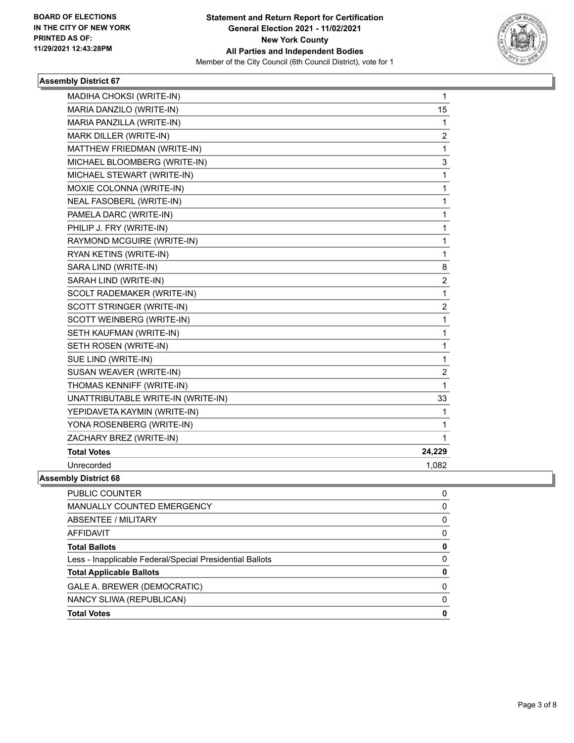**BOARD OF ELECTIONS IN THE CITY OF NEW YORK PRINTED AS OF: 11/29/2021 12:43:28PM**

**Statement and Return Report for Certification General Election 2021 - 11/02/2021 New York County All Parties and Independent Bodies**

Member of the City Council (6th Council District), vote for 1

### Assembly District 67

| | |
|---|---|
| MADIHA CHOKSI (WRITE-IN) | 1 |
| MARIA DANZILO (WRITE-IN) | 15 |
| MARIA PANZILLA (WRITE-IN) | 1 |
| MARK DILLER (WRITE-IN) | 2 |
| MATTHEW FRIEDMAN (WRITE-IN) | 1 |
| MICHAEL BLOOMBERG (WRITE-IN) | 3 |
| MICHAEL STEWART (WRITE-IN) | 1 |
| MOXIE COLONNA (WRITE-IN) | 1 |
| NEAL FASOBERL (WRITE-IN) | 1 |
| PAMELA DARC (WRITE-IN) | 1 |
| PHILIP J. FRY (WRITE-IN) | 1 |
| RAYMOND MCGUIRE (WRITE-IN) | 1 |
| RYAN KETINS (WRITE-IN) | 1 |
| SARA LIND (WRITE-IN) | 8 |
| SARAH LIND (WRITE-IN) | 2 |
| SCOLT RADEMAKER (WRITE-IN) | 1 |
| SCOTT STRINGER (WRITE-IN) | 2 |
| SCOTT WEINBERG (WRITE-IN) | 1 |
| SETH KAUFMAN (WRITE-IN) | 1 |
| SETH ROSEN (WRITE-IN) | 1 |
| SUE LIND (WRITE-IN) | 1 |
| SUSAN WEAVER (WRITE-IN) | 2 |
| THOMAS KENNIFF (WRITE-IN) | 1 |
| UNATTRIBUTABLE WRITE-IN (WRITE-IN) | 33 |
| YEPIDAVETA KAYMIN (WRITE-IN) | 1 |
| YONA ROSENBERG (WRITE-IN) | 1 |
| ZACHARY BREZ (WRITE-IN) | 1 |
| **Total Votes** | **24,229** |
| Unrecorded | 1,082 |

### Assembly District 68

| | |
|---|---|
| PUBLIC COUNTER | 0 |
| MANUALLY COUNTED EMERGENCY | 0 |
| ABSENTEE / MILITARY | 0 |
| AFFIDAVIT | 0 |
| **Total Ballots** | **0** |
| Less - Inapplicable Federal/Special Presidential Ballots | 0 |
| **Total Applicable Ballots** | **0** |
| GALE A. BREWER (DEMOCRATIC) | 0 |
| NANCY SLIWA (REPUBLICAN) | 0 |
| **Total Votes** | **0** |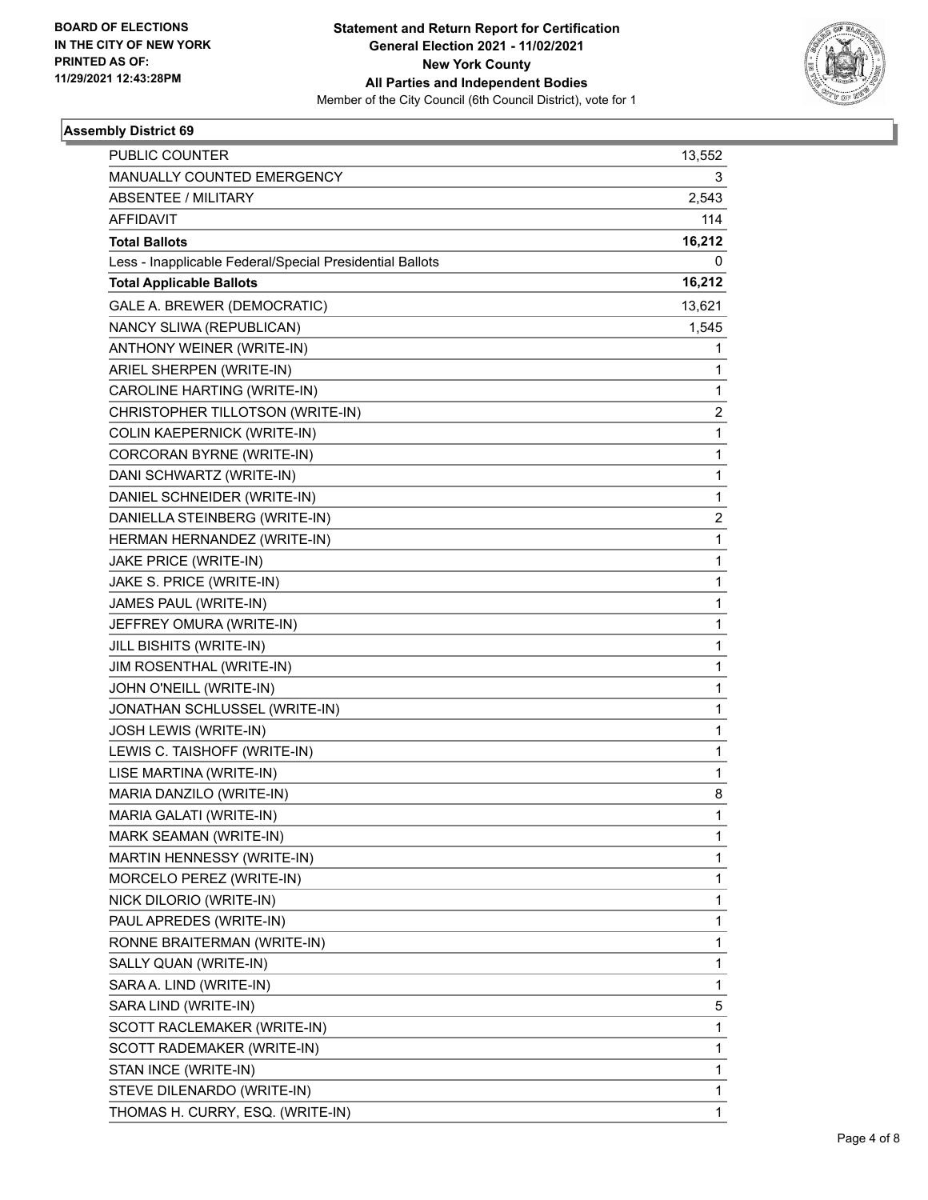**BOARD OF ELECTIONS IN THE CITY OF NEW YORK PRINTED AS OF: 11/29/2021 12:43:28PM**

**Statement and Return Report for Certification General Election 2021 - 11/02/2021 New York County All Parties and Independent Bodies**

Member of the City Council (6th Council District), vote for 1

### Assembly District 69

| | |
|---|---|
| PUBLIC COUNTER | 13,552 |
| MANUALLY COUNTED EMERGENCY | 3 |
| ABSENTEE / MILITARY | 2,543 |
| AFFIDAVIT | 114 |
| **Total Ballots** | **16,212** |
| Less - Inapplicable Federal/Special Presidential Ballots | 0 |
| **Total Applicable Ballots** | **16,212** |
| GALE A. BREWER (DEMOCRATIC) | 13,621 |
| NANCY SLIWA (REPUBLICAN) | 1,545 |
| ANTHONY WEINER (WRITE-IN) | 1 |
| ARIEL SHERPEN (WRITE-IN) | 1 |
| CAROLINE HARTING (WRITE-IN) | 1 |
| CHRISTOPHER TILLOTSON (WRITE-IN) | 2 |
| COLIN KAEPERNICK (WRITE-IN) | 1 |
| CORCORAN BYRNE (WRITE-IN) | 1 |
| DANI SCHWARTZ (WRITE-IN) | 1 |
| DANIEL SCHNEIDER (WRITE-IN) | 1 |
| DANIELLA STEINBERG (WRITE-IN) | 2 |
| HERMAN HERNANDEZ (WRITE-IN) | 1 |
| JAKE PRICE (WRITE-IN) | 1 |
| JAKE S. PRICE (WRITE-IN) | 1 |
| JAMES PAUL (WRITE-IN) | 1 |
| JEFFREY OMURA (WRITE-IN) | 1 |
| JILL BISHITS (WRITE-IN) | 1 |
| JIM ROSENTHAL (WRITE-IN) | 1 |
| JOHN O'NEILL (WRITE-IN) | 1 |
| JONATHAN SCHLUSSEL (WRITE-IN) | 1 |
| JOSH LEWIS (WRITE-IN) | 1 |
| LEWIS C. TAISHOFF (WRITE-IN) | 1 |
| LISE MARTINA (WRITE-IN) | 1 |
| MARIA DANZILO (WRITE-IN) | 8 |
| MARIA GALATI (WRITE-IN) | 1 |
| MARK SEAMAN (WRITE-IN) | 1 |
| MARTIN HENNESSY (WRITE-IN) | 1 |
| MORCELO PEREZ (WRITE-IN) | 1 |
| NICK DILORIO (WRITE-IN) | 1 |
| PAUL APREDES (WRITE-IN) | 1 |
| RONNE BRAITERMAN (WRITE-IN) | 1 |
| SALLY QUAN (WRITE-IN) | 1 |
| SARA A. LIND (WRITE-IN) | 1 |
| SARA LIND (WRITE-IN) | 5 |
| SCOTT RACLEMAKER (WRITE-IN) | 1 |
| SCOTT RADEMAKER (WRITE-IN) | 1 |
| STAN INCE (WRITE-IN) | 1 |
| STEVE DILENARDO (WRITE-IN) | 1 |
| THOMAS H. CURRY, ESQ. (WRITE-IN) | 1 |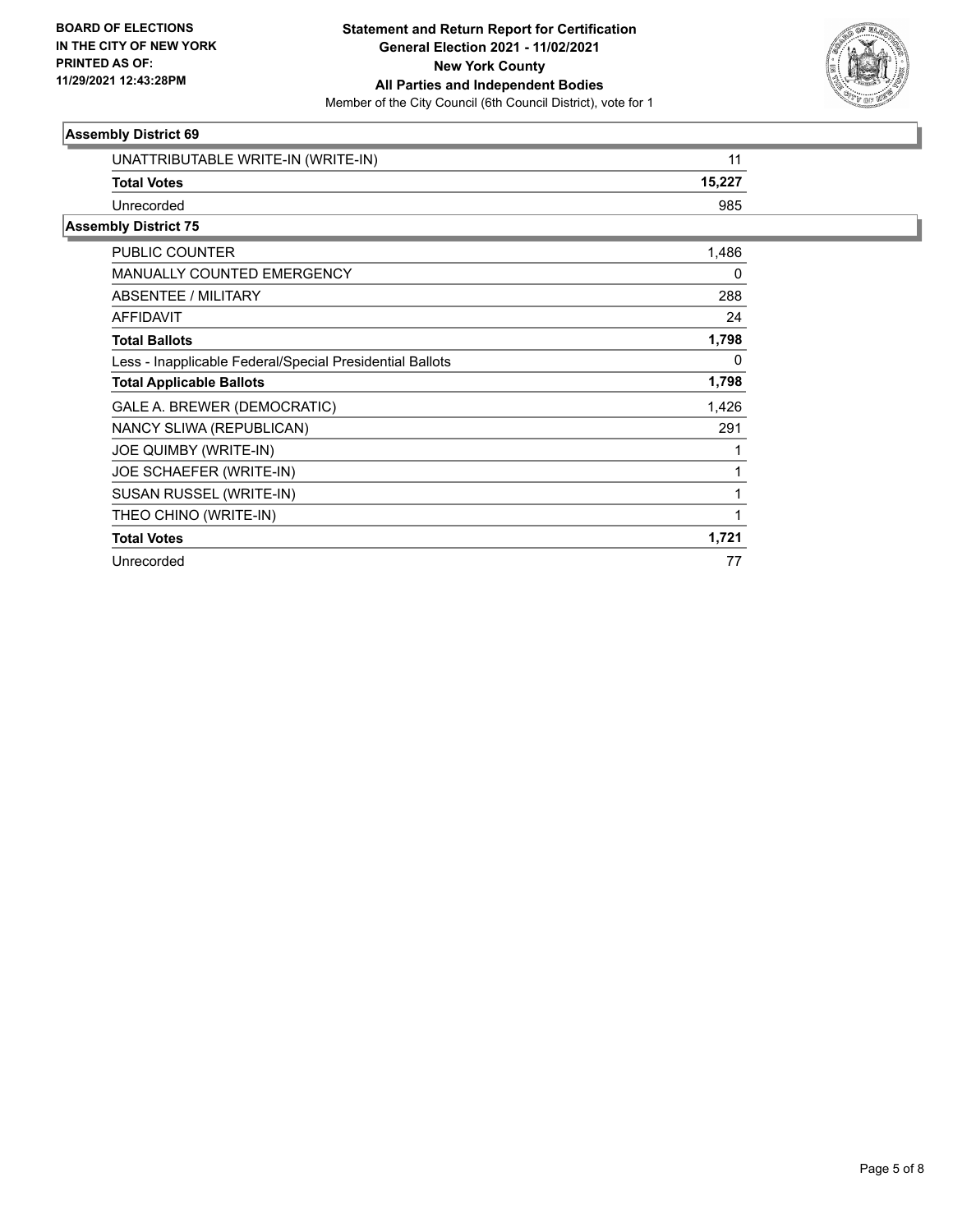### Assembly District 69

| | |
|---|---|
| UNATTRIBUTABLE WRITE-IN (WRITE-IN) | 11 |
| **Total Votes** | **15,227** |
| Unrecorded | 985 |

### Assembly District 75

| | |
|---|---|
| PUBLIC COUNTER | 1,486 |
| MANUALLY COUNTED EMERGENCY | 0 |
| ABSENTEE / MILITARY | 288 |
| AFFIDAVIT | 24 |
| **Total Ballots** | **1,798** |
| Less - Inapplicable Federal/Special Presidential Ballots | 0 |
| **Total Applicable Ballots** | **1,798** |
| GALE A. BREWER (DEMOCRATIC) | 1,426 |
| NANCY SLIWA (REPUBLICAN) | 291 |
| JOE QUIMBY (WRITE-IN) | 1 |
| JOE SCHAEFER (WRITE-IN) | 1 |
| SUSAN RUSSEL (WRITE-IN) | 1 |
| THEO CHINO (WRITE-IN) | 1 |
| **Total Votes** | **1,721** |
| Unrecorded | 77 |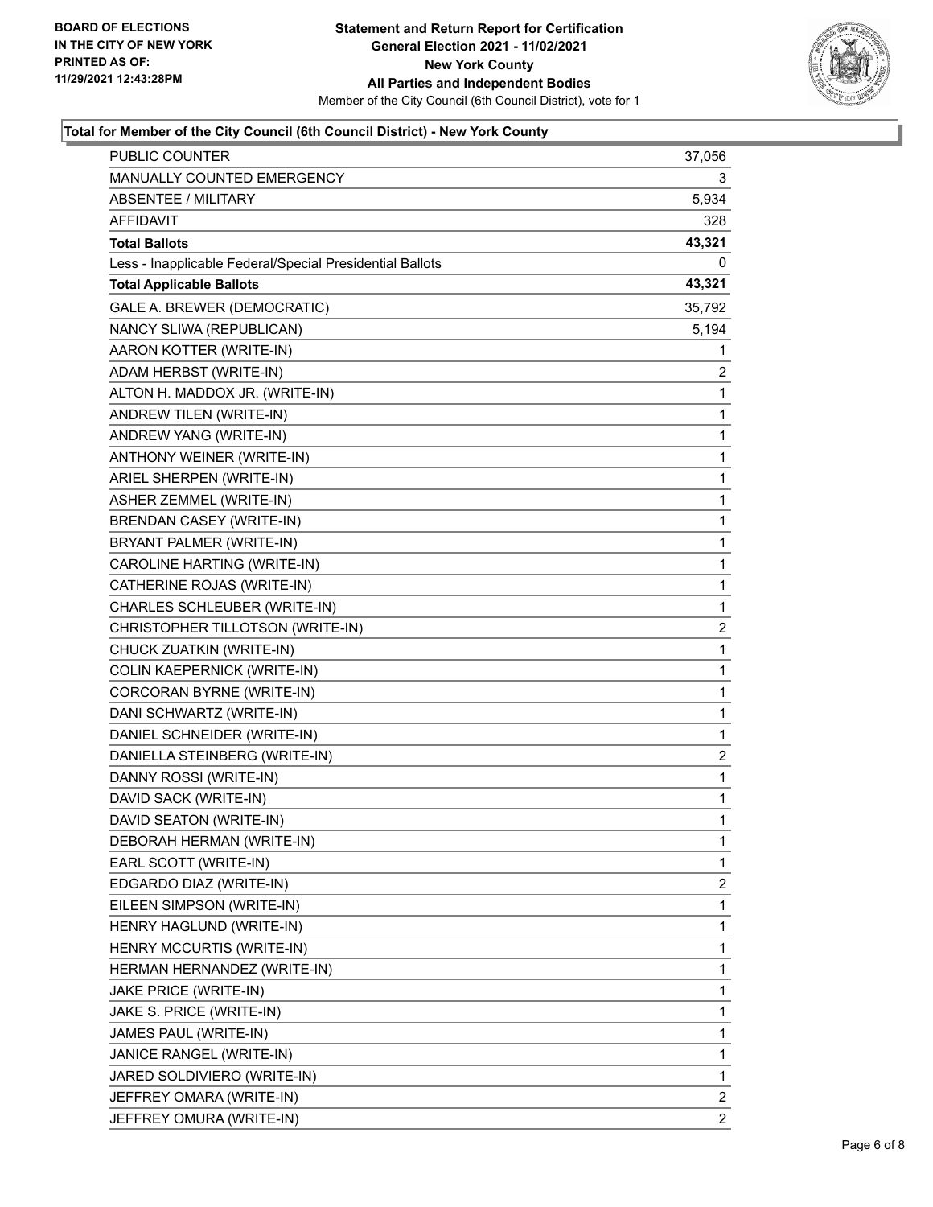BOARD OF ELECTIONS
IN THE CITY OF NEW YORK
PRINTED AS OF:
11/29/2021 12:43:28PM

**Statement and Return Report for Certification**
**General Election 2021 - 11/02/2021**
**New York County**
**All Parties and Independent Bodies**
Member of the City Council (6th Council District), vote for 1

### Total for Member of the City Council (6th Council District) - New York County

| | |
|---|---|
| PUBLIC COUNTER | 37,056 |
| MANUALLY COUNTED EMERGENCY | 3 |
| ABSENTEE / MILITARY | 5,934 |
| AFFIDAVIT | 328 |
| **Total Ballots** | **43,321** |
| Less - Inapplicable Federal/Special Presidential Ballots | 0 |
| **Total Applicable Ballots** | **43,321** |
| GALE A. BREWER (DEMOCRATIC) | 35,792 |
| NANCY SLIWA (REPUBLICAN) | 5,194 |
| AARON KOTTER (WRITE-IN) | 1 |
| ADAM HERBST (WRITE-IN) | 2 |
| ALTON H. MADDOX JR. (WRITE-IN) | 1 |
| ANDREW TILEN (WRITE-IN) | 1 |
| ANDREW YANG (WRITE-IN) | 1 |
| ANTHONY WEINER (WRITE-IN) | 1 |
| ARIEL SHERPEN (WRITE-IN) | 1 |
| ASHER ZEMMEL (WRITE-IN) | 1 |
| BRENDAN CASEY (WRITE-IN) | 1 |
| BRYANT PALMER (WRITE-IN) | 1 |
| CAROLINE HARTING (WRITE-IN) | 1 |
| CATHERINE ROJAS (WRITE-IN) | 1 |
| CHARLES SCHLEUBER (WRITE-IN) | 1 |
| CHRISTOPHER TILLOTSON (WRITE-IN) | 2 |
| CHUCK ZUATKIN (WRITE-IN) | 1 |
| COLIN KAEPERNICK (WRITE-IN) | 1 |
| CORCORAN BYRNE (WRITE-IN) | 1 |
| DANI SCHWARTZ (WRITE-IN) | 1 |
| DANIEL SCHNEIDER (WRITE-IN) | 1 |
| DANIELLA STEINBERG (WRITE-IN) | 2 |
| DANNY ROSSI (WRITE-IN) | 1 |
| DAVID SACK (WRITE-IN) | 1 |
| DAVID SEATON (WRITE-IN) | 1 |
| DEBORAH HERMAN (WRITE-IN) | 1 |
| EARL SCOTT (WRITE-IN) | 1 |
| EDGARDO DIAZ (WRITE-IN) | 2 |
| EILEEN SIMPSON (WRITE-IN) | 1 |
| HENRY HAGLUND (WRITE-IN) | 1 |
| HENRY MCCURTIS (WRITE-IN) | 1 |
| HERMAN HERNANDEZ (WRITE-IN) | 1 |
| JAKE PRICE (WRITE-IN) | 1 |
| JAKE S. PRICE (WRITE-IN) | 1 |
| JAMES PAUL (WRITE-IN) | 1 |
| JANICE RANGEL (WRITE-IN) | 1 |
| JARED SOLDIVIERO (WRITE-IN) | 1 |
| JEFFREY OMARA (WRITE-IN) | 2 |
| JEFFREY OMURA (WRITE-IN) | 2 |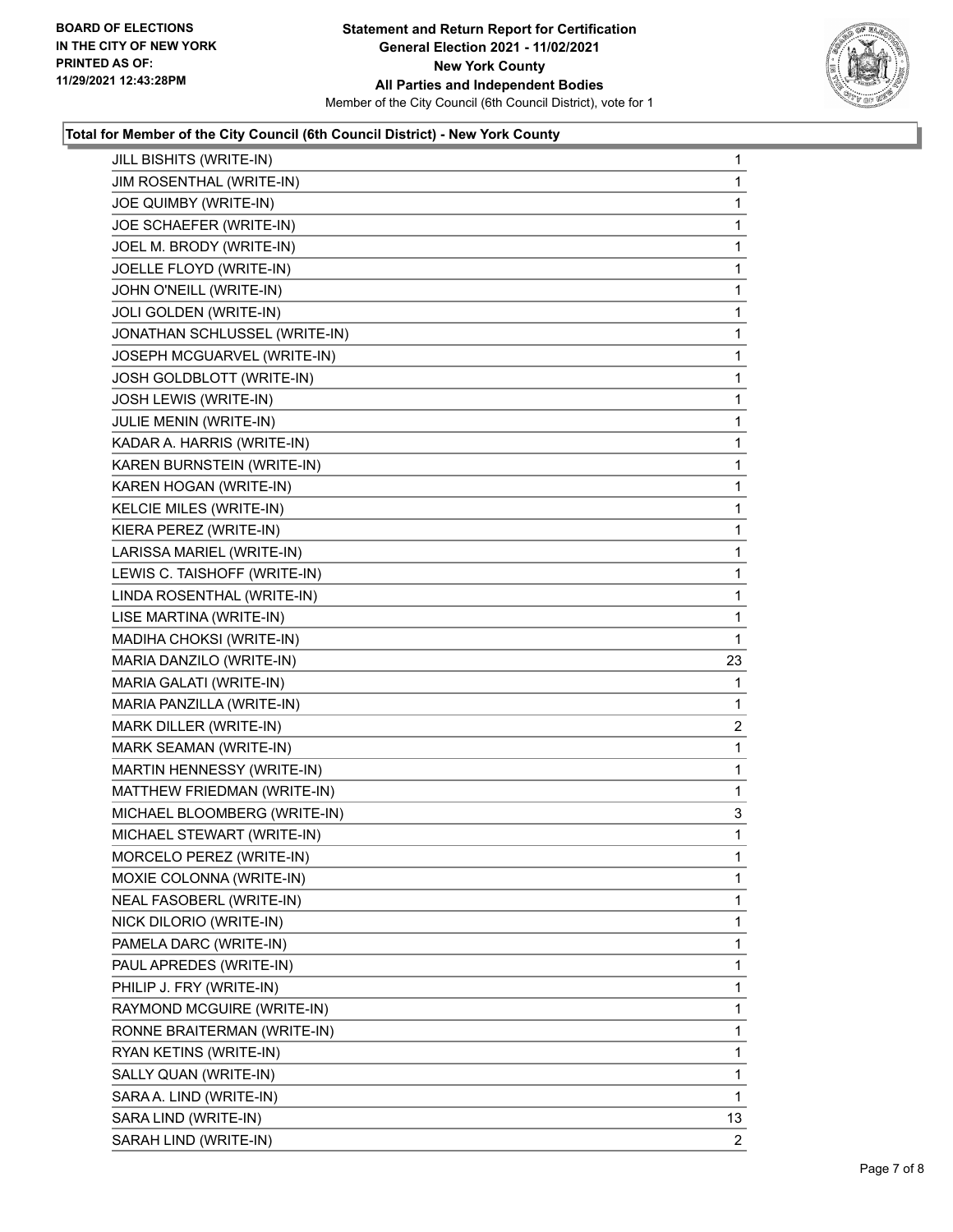**BOARD OF ELECTIONS IN THE CITY OF NEW YORK PRINTED AS OF: 11/29/2021 12:43:28PM**

**Statement and Return Report for Certification General Election 2021 - 11/02/2021 New York County All Parties and Independent Bodies**

Member of the City Council (6th Council District), vote for 1

**Total for Member of the City Council (6th Council District) - New York County**

| | |
|---|---|
| JILL BISHITS (WRITE-IN) | 1 |
| JIM ROSENTHAL (WRITE-IN) | 1 |
| JOE QUIMBY (WRITE-IN) | 1 |
| JOE SCHAEFER (WRITE-IN) | 1 |
| JOEL M. BRODY (WRITE-IN) | 1 |
| JOELLE FLOYD (WRITE-IN) | 1 |
| JOHN O'NEILL (WRITE-IN) | 1 |
| JOLI GOLDEN (WRITE-IN) | 1 |
| JONATHAN SCHLUSSEL (WRITE-IN) | 1 |
| JOSEPH MCGUARVEL (WRITE-IN) | 1 |
| JOSH GOLDBLOTT (WRITE-IN) | 1 |
| JOSH LEWIS (WRITE-IN) | 1 |
| JULIE MENIN (WRITE-IN) | 1 |
| KADAR A. HARRIS (WRITE-IN) | 1 |
| KAREN BURNSTEIN (WRITE-IN) | 1 |
| KAREN HOGAN (WRITE-IN) | 1 |
| KELCIE MILES (WRITE-IN) | 1 |
| KIERA PEREZ (WRITE-IN) | 1 |
| LARISSA MARIEL (WRITE-IN) | 1 |
| LEWIS C. TAISHOFF (WRITE-IN) | 1 |
| LINDA ROSENTHAL (WRITE-IN) | 1 |
| LISE MARTINA (WRITE-IN) | 1 |
| MADIHA CHOKSI (WRITE-IN) | 1 |
| MARIA DANZILO (WRITE-IN) | 23 |
| MARIA GALATI (WRITE-IN) | 1 |
| MARIA PANZILLA (WRITE-IN) | 1 |
| MARK DILLER (WRITE-IN) | 2 |
| MARK SEAMAN (WRITE-IN) | 1 |
| MARTIN HENNESSY (WRITE-IN) | 1 |
| MATTHEW FRIEDMAN (WRITE-IN) | 1 |
| MICHAEL BLOOMBERG (WRITE-IN) | 3 |
| MICHAEL STEWART (WRITE-IN) | 1 |
| MORCELO PEREZ (WRITE-IN) | 1 |
| MOXIE COLONNA (WRITE-IN) | 1 |
| NEAL FASOBERL (WRITE-IN) | 1 |
| NICK DILORIO (WRITE-IN) | 1 |
| PAMELA DARC (WRITE-IN) | 1 |
| PAUL APREDES (WRITE-IN) | 1 |
| PHILIP J. FRY (WRITE-IN) | 1 |
| RAYMOND MCGUIRE (WRITE-IN) | 1 |
| RONNE BRAITERMAN (WRITE-IN) | 1 |
| RYAN KETINS (WRITE-IN) | 1 |
| SALLY QUAN (WRITE-IN) | 1 |
| SARA A. LIND (WRITE-IN) | 1 |
| SARA LIND (WRITE-IN) | 13 |
| SARAH LIND (WRITE-IN) | 2 |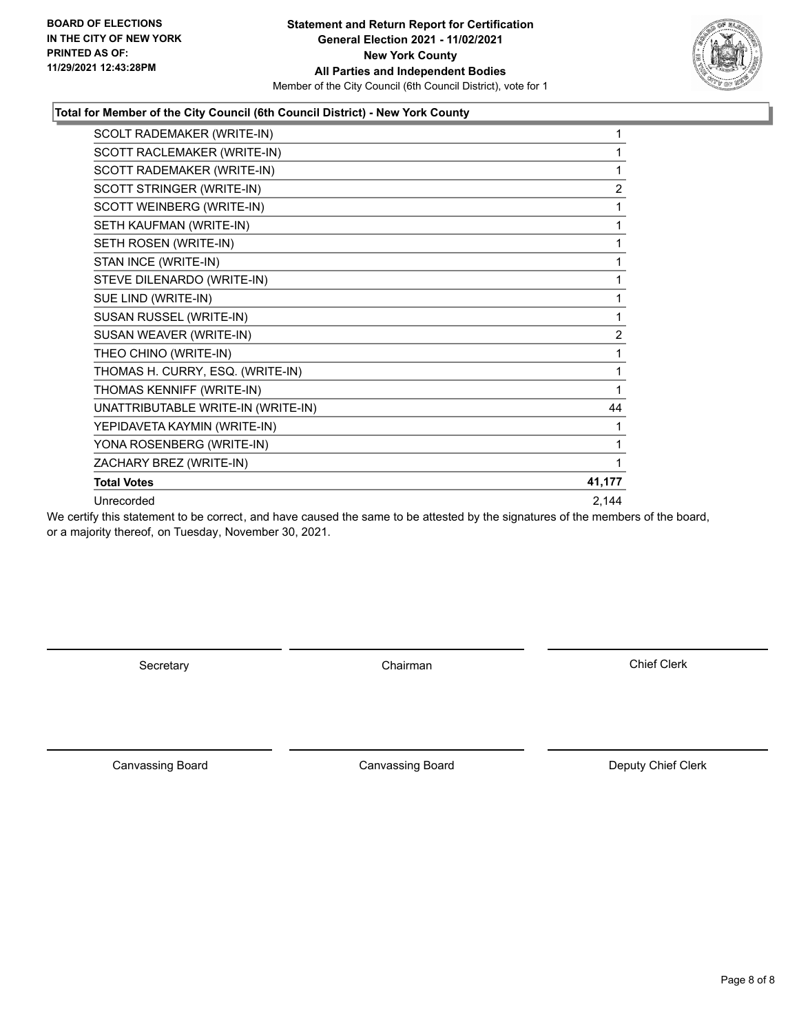**BOARD OF ELECTIONS IN THE CITY OF NEW YORK**
**PRINTED AS OF: 11/29/2021 12:43:28PM**

**Statement and Return Report for Certification**
**General Election 2021 - 11/02/2021**
**New York County**
**All Parties and Independent Bodies**
Member of the City Council (6th Council District), vote for 1

**Total for Member of the City Council (6th Council District) - New York County**

| | |
|---|---|
| SCOLT RADEMAKER (WRITE-IN) | 1 |
| SCOTT RACLEMAKER (WRITE-IN) | 1 |
| SCOTT RADEMAKER (WRITE-IN) | 1 |
| SCOTT STRINGER (WRITE-IN) | 2 |
| SCOTT WEINBERG (WRITE-IN) | 1 |
| SETH KAUFMAN (WRITE-IN) | 1 |
| SETH ROSEN (WRITE-IN) | 1 |
| STAN INCE (WRITE-IN) | 1 |
| STEVE DILENARDO (WRITE-IN) | 1 |
| SUE LIND (WRITE-IN) | 1 |
| SUSAN RUSSEL (WRITE-IN) | 1 |
| SUSAN WEAVER (WRITE-IN) | 2 |
| THEO CHINO (WRITE-IN) | 1 |
| THOMAS H. CURRY, ESQ. (WRITE-IN) | 1 |
| THOMAS KENNIFF (WRITE-IN) | 1 |
| UNATTRIBUTABLE WRITE-IN (WRITE-IN) | 44 |
| YEPIDAVETA KAYMIN (WRITE-IN) | 1 |
| YONA ROSENBERG (WRITE-IN) | 1 |
| ZACHARY BREZ (WRITE-IN) | 1 |
| **Total Votes** | **41,177** |
| Unrecorded | 2,144 |

We certify this statement to be correct, and have caused the same to be attested by the signatures of the members of the board, or a majority thereof, on Tuesday, November 30, 2021.

Secretary

Chairman

Chief Clerk

Canvassing Board

Canvassing Board

Deputy Chief Clerk